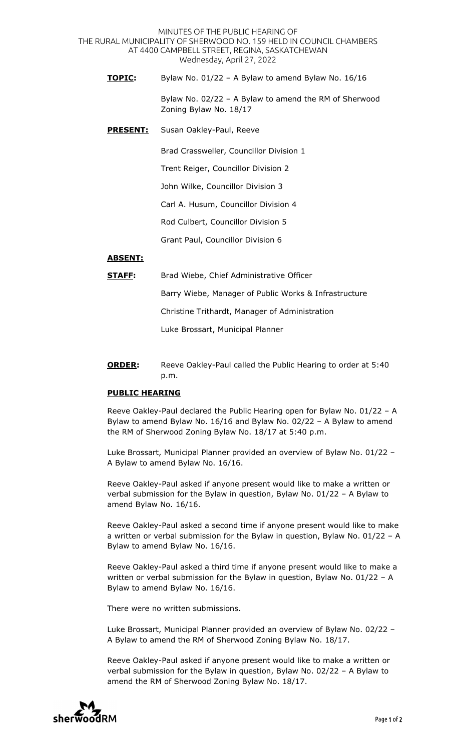MINUTES OF THE PUBLIC HEARING OF
THE RURAL MUNICIPALITY OF SHERWOOD NO. 159 HELD IN COUNCIL CHAMBERS
AT 4400 CAMPBELL STREET, REGINA, SASKATCHEWAN
Wednesday, April 27, 2022

**TOPIC:** Bylaw No. 01/22 – A Bylaw to amend Bylaw No. 16/16

Bylaw No. 02/22 – A Bylaw to amend the RM of Sherwood Zoning Bylaw No. 18/17

**PRESENT:** Susan Oakley-Paul, Reeve

Brad Crassweller, Councillor Division 1

Trent Reiger, Councillor Division 2

John Wilke, Councillor Division 3

Carl A. Husum, Councillor Division 4

Rod Culbert, Councillor Division 5

Grant Paul, Councillor Division 6

**ABSENT:**

**STAFF:** Brad Wiebe, Chief Administrative Officer

Barry Wiebe, Manager of Public Works & Infrastructure

Christine Trithardt, Manager of Administration

Luke Brossart, Municipal Planner

**ORDER:** Reeve Oakley-Paul called the Public Hearing to order at 5:40 p.m.

**PUBLIC HEARING**

Reeve Oakley-Paul declared the Public Hearing open for Bylaw No. 01/22 – A Bylaw to amend Bylaw No. 16/16 and Bylaw No. 02/22 – A Bylaw to amend the RM of Sherwood Zoning Bylaw No. 18/17 at 5:40 p.m.

Luke Brossart, Municipal Planner provided an overview of Bylaw No. 01/22 – A Bylaw to amend Bylaw No. 16/16.

Reeve Oakley-Paul asked if anyone present would like to make a written or verbal submission for the Bylaw in question, Bylaw No. 01/22 – A Bylaw to amend Bylaw No. 16/16.

Reeve Oakley-Paul asked a second time if anyone present would like to make a written or verbal submission for the Bylaw in question, Bylaw No. 01/22 – A Bylaw to amend Bylaw No. 16/16.

Reeve Oakley-Paul asked a third time if anyone present would like to make a written or verbal submission for the Bylaw in question, Bylaw No. 01/22 – A Bylaw to amend Bylaw No. 16/16.

There were no written submissions.

Luke Brossart, Municipal Planner provided an overview of Bylaw No. 02/22 – A Bylaw to amend the RM of Sherwood Zoning Bylaw No. 18/17.

Reeve Oakley-Paul asked if anyone present would like to make a written or verbal submission for the Bylaw in question, Bylaw No. 02/22 – A Bylaw to amend the RM of Sherwood Zoning Bylaw No. 18/17.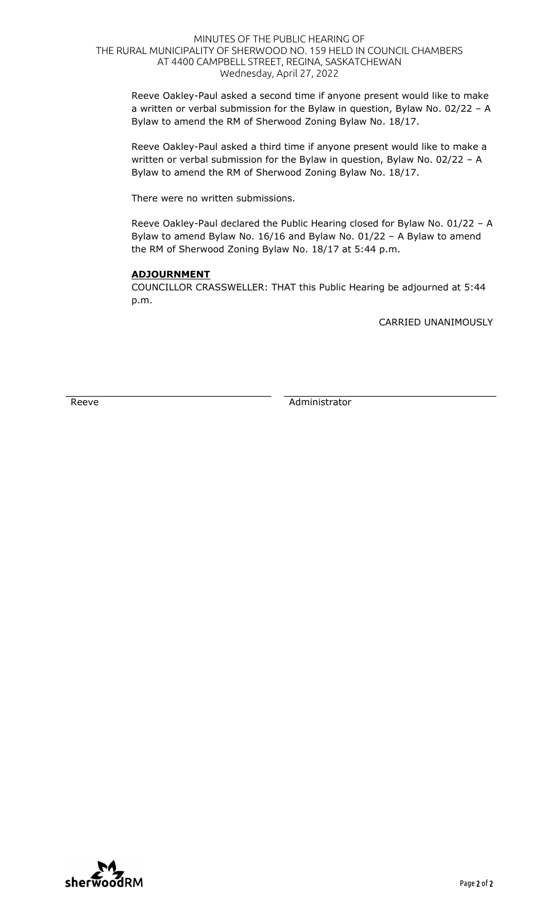Reeve Oakley-Paul asked a second time if anyone present would like to make a written or verbal submission for the Bylaw in question, Bylaw No. 02/22 – A Bylaw to amend the RM of Sherwood Zoning Bylaw No. 18/17.

Reeve Oakley-Paul asked a third time if anyone present would like to make a written or verbal submission for the Bylaw in question, Bylaw No. 02/22 – A Bylaw to amend the RM of Sherwood Zoning Bylaw No. 18/17.

There were no written submissions.

Reeve Oakley-Paul declared the Public Hearing closed for Bylaw No. 01/22 – A Bylaw to amend Bylaw No. 16/16 and Bylaw No. 01/22 – A Bylaw to amend the RM of Sherwood Zoning Bylaw No. 18/17 at 5:44 p.m.

**ADJOURNMENT**

COUNCILLOR CRASSWELLER: THAT this Public Hearing be adjourned at 5:44 p.m.

CARRIED UNANIMOUSLY

Reeve

Administrator